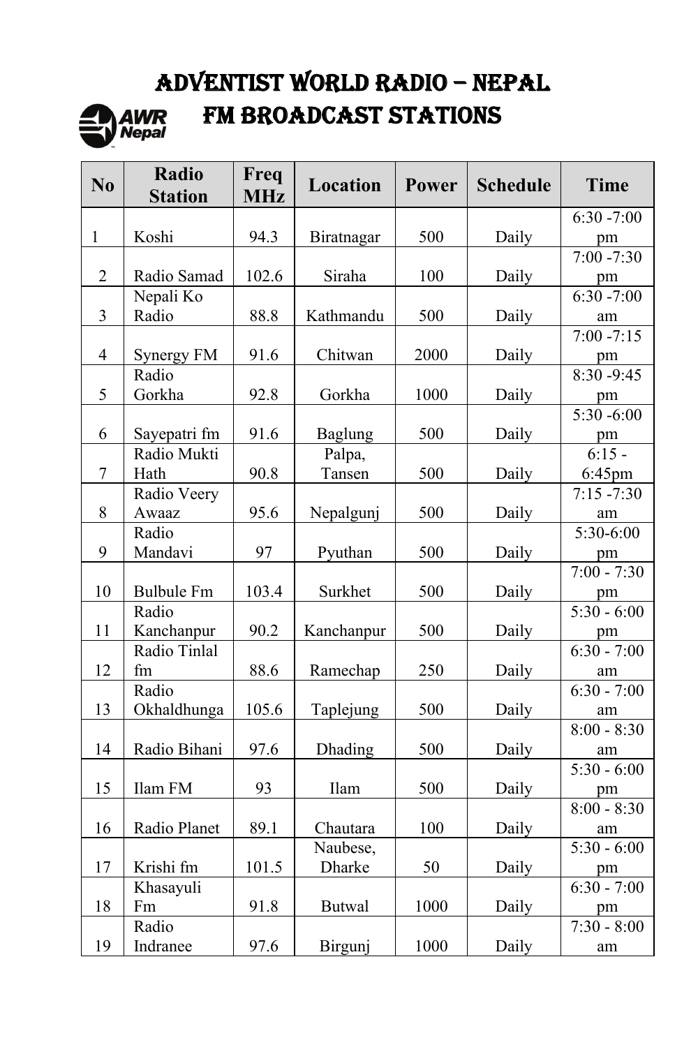# ADVENTIST WORLD RADIO – NEPAL

## FM BROADCAST STATIONS

| No | Radio Station | Freq MHz | Location | Power | Schedule | Time |
|---|---|---|---|---|---|---|
| 1 | Koshi | 94.3 | Biratnagar | 500 | Daily | 6:30 -7:00 pm |
| 2 | Radio Samad | 102.6 | Siraha | 100 | Daily | 7:00 -7:30 pm |
| 3 | Nepali Ko Radio | 88.8 | Kathmandu | 500 | Daily | 6:30 -7:00 am |
| 4 | Synergy FM | 91.6 | Chitwan | 2000 | Daily | 7:00 -7:15 pm |
| 5 | Radio Gorkha | 92.8 | Gorkha | 1000 | Daily | 8:30 -9:45 pm |
| 6 | Sayepatri fm | 91.6 | Baglung | 500 | Daily | 5:30 -6:00 pm |
| 7 | Radio Mukti Hath | 90.8 | Palpa, Tansen | 500 | Daily | 6:15 - 6:45pm |
| 8 | Radio Veery Awaaz | 95.6 | Nepalgunj | 500 | Daily | 7:15 -7:30 am |
| 9 | Radio Mandavi | 97 | Pyuthan | 500 | Daily | 5:30-6:00 pm |
| 10 | Bulbule Fm | 103.4 | Surkhet | 500 | Daily | 7:00 - 7:30 pm |
| 11 | Radio Kanchanpur | 90.2 | Kanchanpur | 500 | Daily | 5:30 - 6:00 pm |
| 12 | Radio Tinlal fm | 88.6 | Ramechap | 250 | Daily | 6:30 - 7:00 am |
| 13 | Radio Okhaldhunga | 105.6 | Taplejung | 500 | Daily | 6:30 - 7:00 am |
| 14 | Radio Bihani | 97.6 | Dhading | 500 | Daily | 8:00 - 8:30 am |
| 15 | Ilam FM | 93 | Ilam | 500 | Daily | 5:30 - 6:00 pm |
| 16 | Radio Planet | 89.1 | Chautara | 100 | Daily | 8:00 - 8:30 am |
| 17 | Krishi fm | 101.5 | Naubese, Dharke | 50 | Daily | 5:30 - 6:00 pm |
| 18 | Khasayuli Fm | 91.8 | Butwal | 1000 | Daily | 6:30 - 7:00 pm |
| 19 | Radio Indranee | 97.6 | Birgunj | 1000 | Daily | 7:30 - 8:00 am |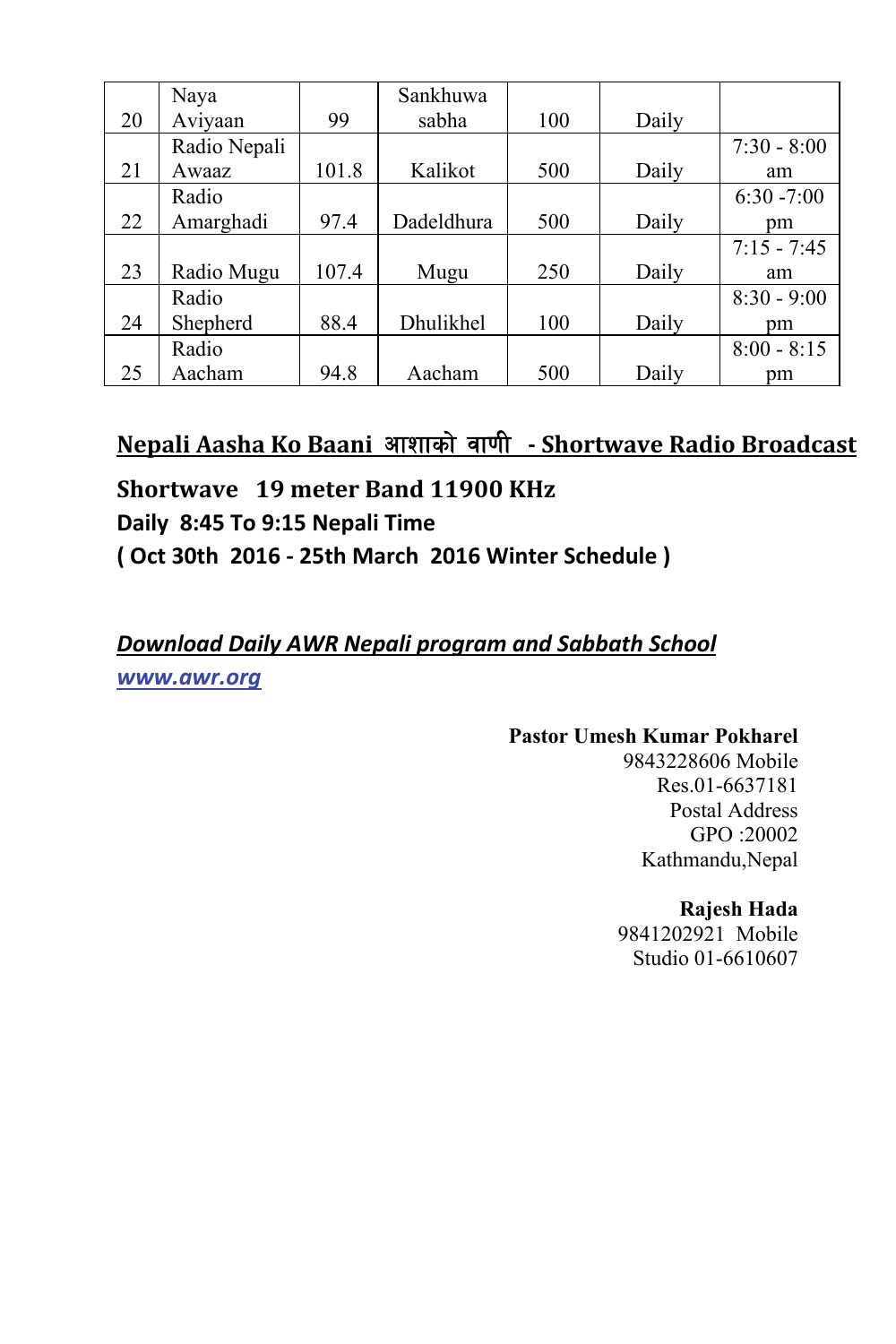| | | | | | | |
|---|---|---|---|---|---|---|
| 20 | Naya Aviyaan | 99 | Sankhuwa sabha | 100 | Daily | |
| 21 | Radio Nepali Awaaz | 101.8 | Kalikot | 500 | Daily | 7:30 - 8:00 am |
| 22 | Radio Amarghadi | 97.4 | Dadeldhura | 500 | Daily | 6:30 -7:00 pm |
| 23 | Radio Mugu | 107.4 | Mugu | 250 | Daily | 7:15 - 7:45 am |
| 24 | Radio Shepherd | 88.4 | Dhulikhel | 100 | Daily | 8:30 - 9:00 pm |
| 25 | Radio Aacham | 94.8 | Aacham | 500 | Daily | 8:00 - 8:15 pm |

## Nepali Aasha Ko Baani आशाको वाणी - Shortwave Radio Broadcast

**Shortwave 19 meter Band 11900 KHz**

**Daily 8:45 To 9:15 Nepali Time**

**( Oct 30th 2016 - 25th March 2016 Winter Schedule )**

***Download Daily AWR Nepali program and Sabbath School***

***www.awr.org***

**Pastor Umesh Kumar Pokharel**
9843228606 Mobile
Res.01-6637181
Postal Address
GPO :20002
Kathmandu,Nepal

**Rajesh Hada**
9841202921 Mobile
Studio 01-6610607